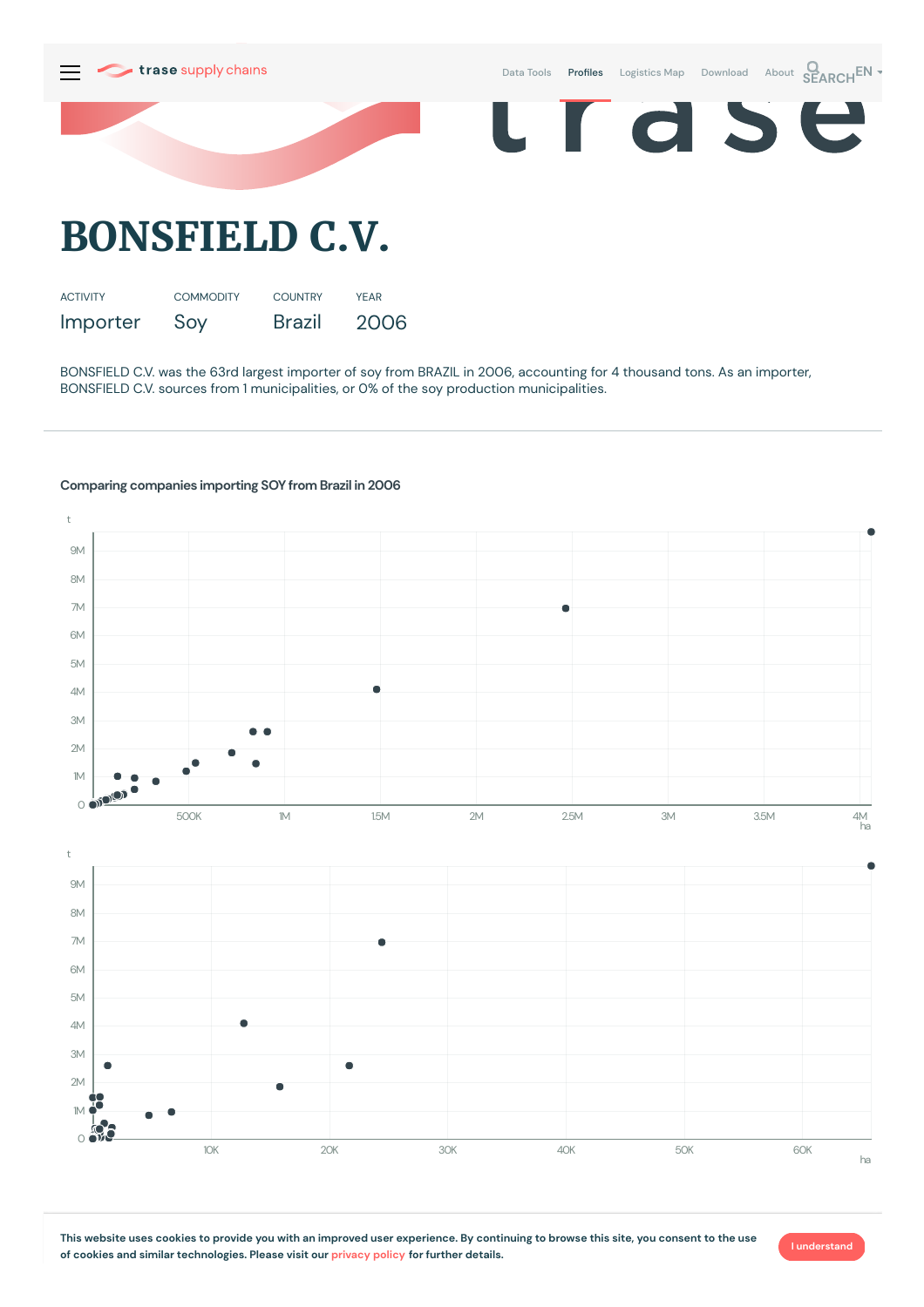# BONSFIELD C.V.

| ACTIVITY | COMMODITY | COUNTRY | YEAR |
|---|---|---|---|
| Importer | Soy | Brazil | 2006 |

BONSFIELD C.V. was the 63rd largest importer of soy from BRAZIL in 2006, accounting for 4 thousand tons. As an importer, BONSFIELD C.V. sources from 1 municipalities, or 0% of the soy production municipalities.

## Comparing companies importing SOY from Brazil in 2006

This website uses cookies to provide you with an improved user experience. By continuing to browse this site, you consent to the use of cookies and similar technologies. Please visit our privacy policy for further details.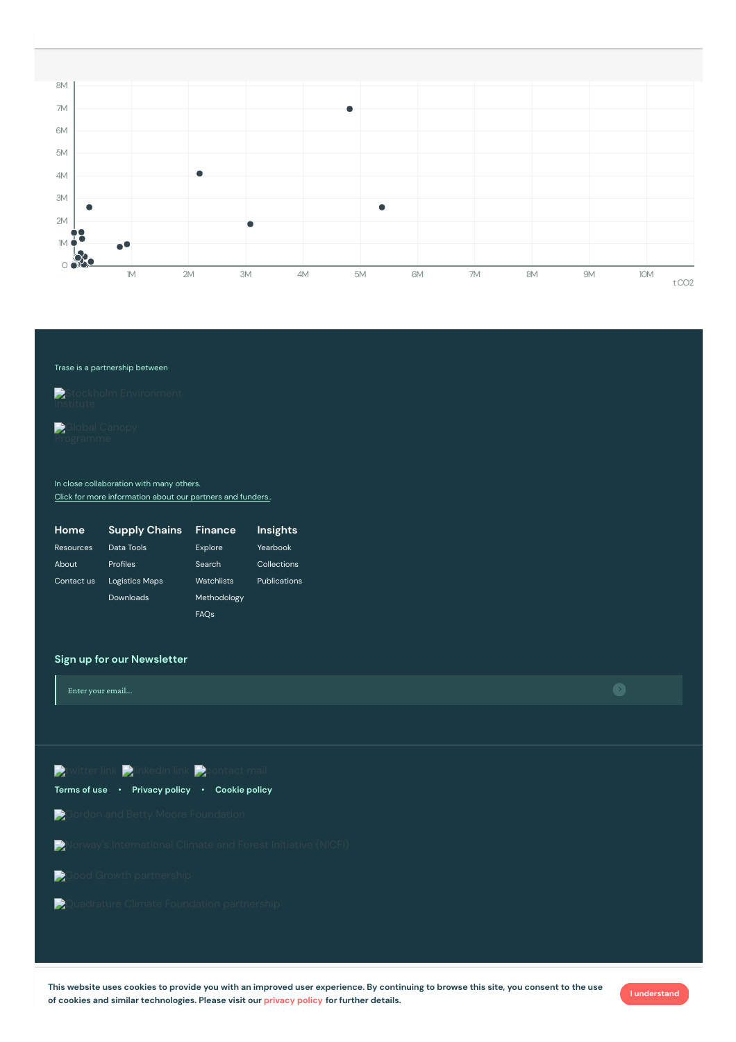8M
7M
6M
5M
4M
3M
2M
1M
0

1M 2M 3M 4M 5M 6M 7M 8M 9M 10M

t CO2

Trase is a partnership between

Stockholm Environment Institute

Global Canopy Programme

In close collaboration with many others.

Click for more information about our partners and funders.

**Home**

Resources

About

Contact us

**Supply Chains**

Data Tools

Profiles

Logistics Maps

Downloads

**Finance**

Explore

Search

Watchlists

Methodology

FAQs

**Insights**

Yearbook

Collections

Publications

## Sign up for our Newsletter

Enter your email...

twitter link linkedin link contact mail

Terms of use • Privacy policy • Cookie policy

Gordon and Betty Moore Foundation

Norway's International Climate and Forest Initiative (NICFI)

Good Growth partnership

Quadrature Climate Foundation partnership

This website uses cookies to provide you with an improved user experience. By continuing to browse this site, you consent to the use of cookies and similar technologies. Please visit our privacy policy for further details.

I understand